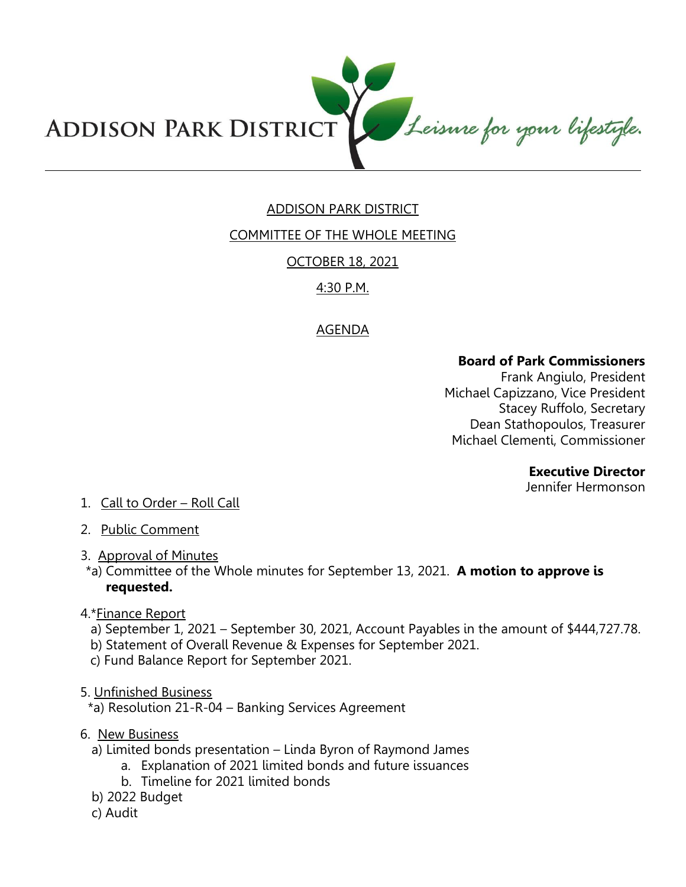ADDISON PARK DISTRICT *Leisure for your lifestyle.*

ADDISON PARK DISTRICT

COMMITTEE OF THE WHOLE MEETING

OCTOBER 18, 2021

4:30 P.M.

AGENDA

**Board of Park Commissioners**
Frank Angiulo, President
Michael Capizzano, Vice President
Stacey Ruffolo, Secretary
Dean Stathopoulos, Treasurer
Michael Clementi, Commissioner

**Executive Director**
Jennifer Hermonson

1. Call to Order – Roll Call

2. Public Comment

3. Approval of Minutes
   *a) Committee of the Whole minutes for September 13, 2021. **A motion to approve is requested.**

4. *Finance Report
   a) September 1, 2021 – September 30, 2021, Account Payables in the amount of $444,727.78.
   b) Statement of Overall Revenue & Expenses for September 2021.
   c) Fund Balance Report for September 2021.

5. Unfinished Business
   *a) Resolution 21-R-04 – Banking Services Agreement

6. New Business
   a) Limited bonds presentation – Linda Byron of Raymond James
      a. Explanation of 2021 limited bonds and future issuances
      b. Timeline for 2021 limited bonds
   b) 2022 Budget
   c) Audit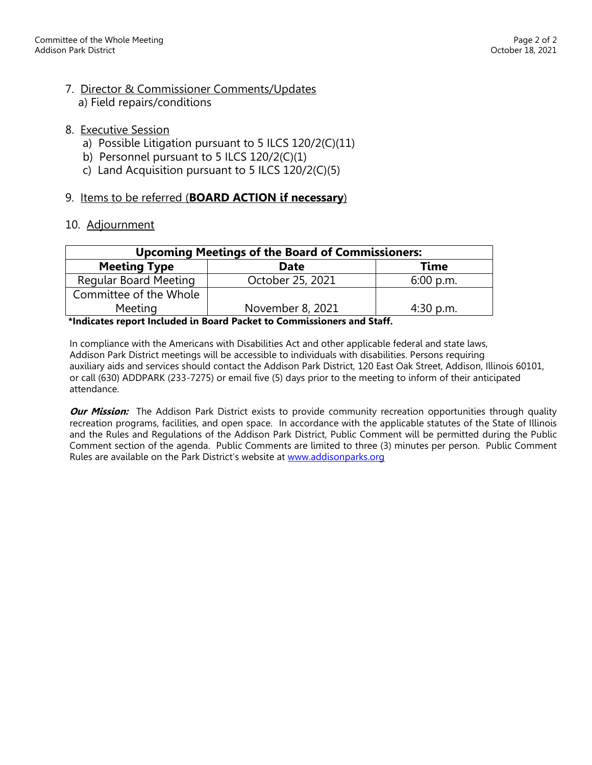7. Director & Commissioner Comments/Updates
   a) Field repairs/conditions

8. Executive Session
   a) Possible Litigation pursuant to 5 ILCS 120/2(C)(11)
   b) Personnel pursuant to 5 ILCS 120/2(C)(1)
   c) Land Acquisition pursuant to 5 ILCS 120/2(C)(5)

9. Items to be referred (**BOARD ACTION if necessary**)

10. Adjournment

| **Upcoming Meetings of the Board of Commissioners:** | | |
|---|---|---|
| **Meeting Type** | **Date** | **Time** |
| Regular Board Meeting | October 25, 2021 | 6:00 p.m. |
| Committee of the Whole Meeting | November 8, 2021 | 4:30 p.m. |

**\*Indicates report Included in Board Packet to Commissioners and Staff.**

In compliance with the Americans with Disabilities Act and other applicable federal and state laws, Addison Park District meetings will be accessible to individuals with disabilities. Persons requiring auxiliary aids and services should contact the Addison Park District, 120 East Oak Street, Addison, Illinois 60101, or call (630) ADDPARK (233-7275) or email five (5) days prior to the meeting to inform of their anticipated attendance.

***Our Mission:*** The Addison Park District exists to provide community recreation opportunities through quality recreation programs, facilities, and open space. In accordance with the applicable statutes of the State of Illinois and the Rules and Regulations of the Addison Park District, Public Comment will be permitted during the Public Comment section of the agenda. Public Comments are limited to three (3) minutes per person. Public Comment Rules are available on the Park District's website at [www.addisonparks.org](http://www.addisonparks.org)